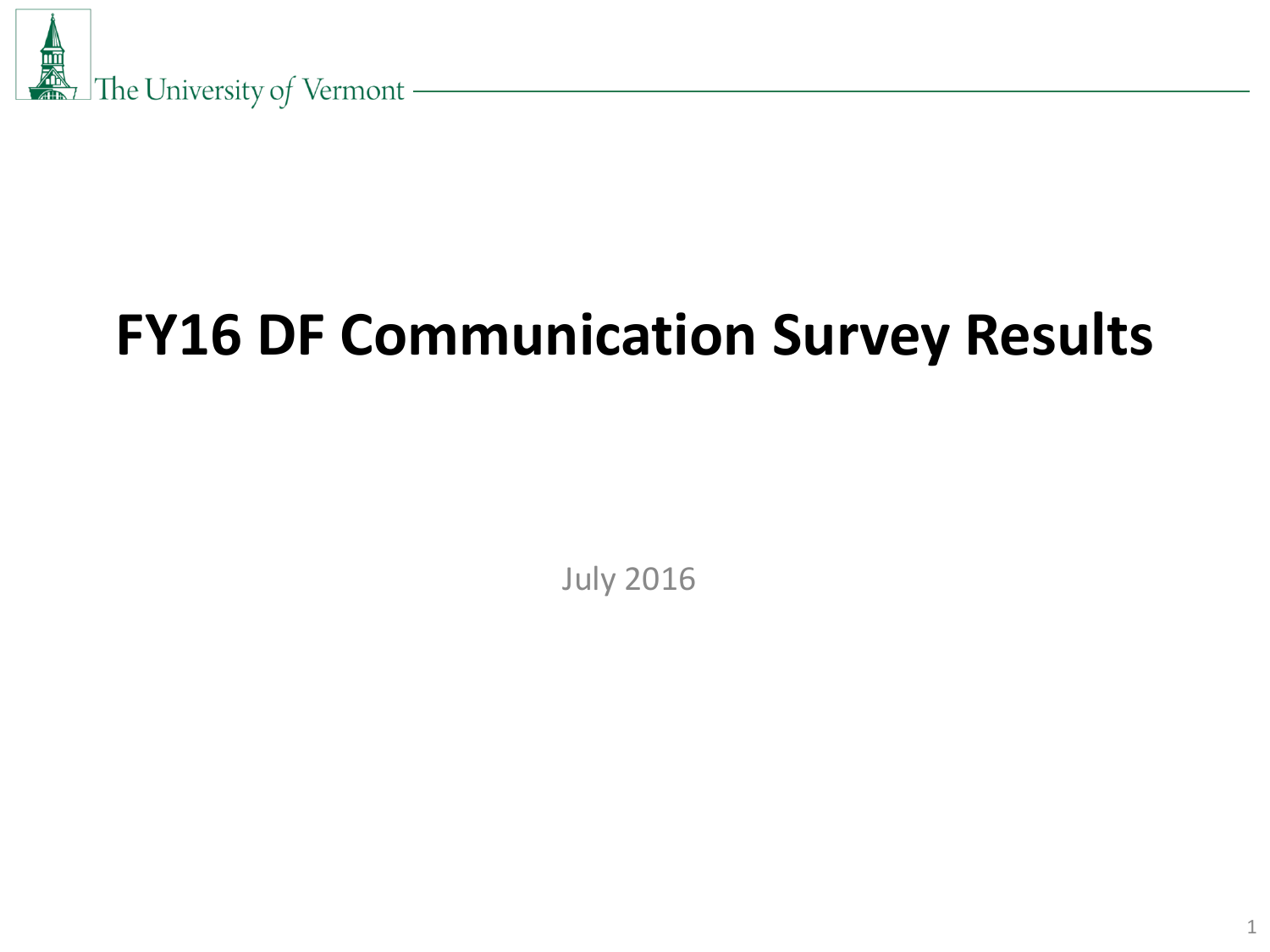The University of Vermont

# FY16 DF Communication Survey Results

July 2016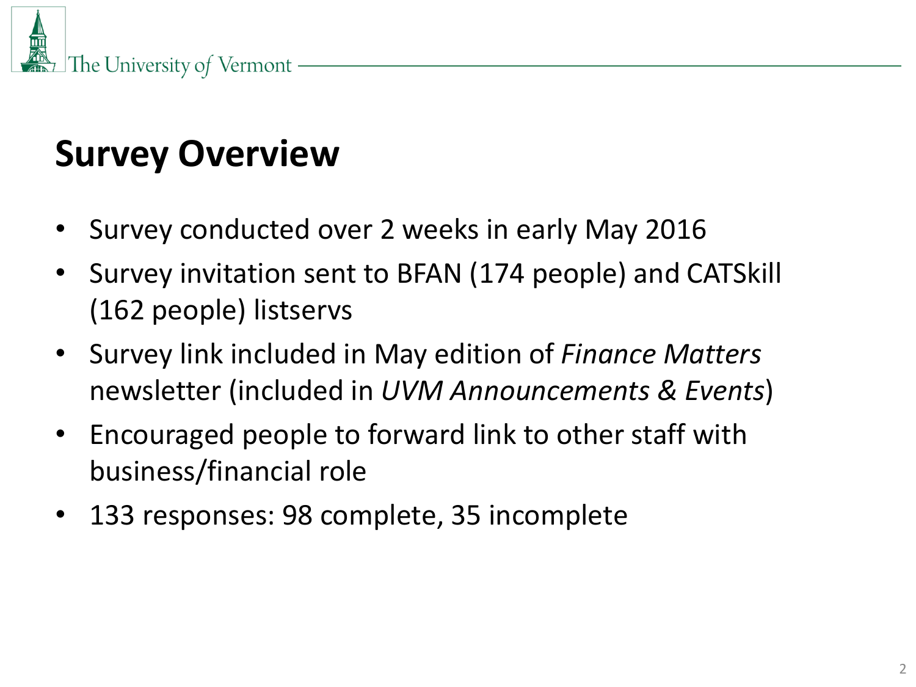# Survey Overview

- Survey conducted over 2 weeks in early May 2016
- Survey invitation sent to BFAN (174 people) and CATSkill (162 people) listservs
- Survey link included in May edition of *Finance Matters* newsletter (included in *UVM Announcements & Events*)
- Encouraged people to forward link to other staff with business/financial role
- 133 responses: 98 complete, 35 incomplete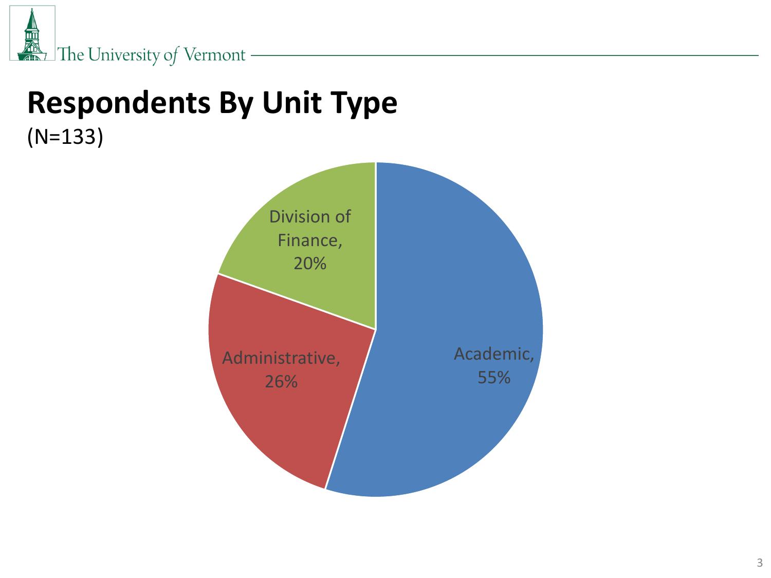# Respondents By Unit Type

(N=133)

Division of Finance, 20%

Administrative, 26%

Academic, 55%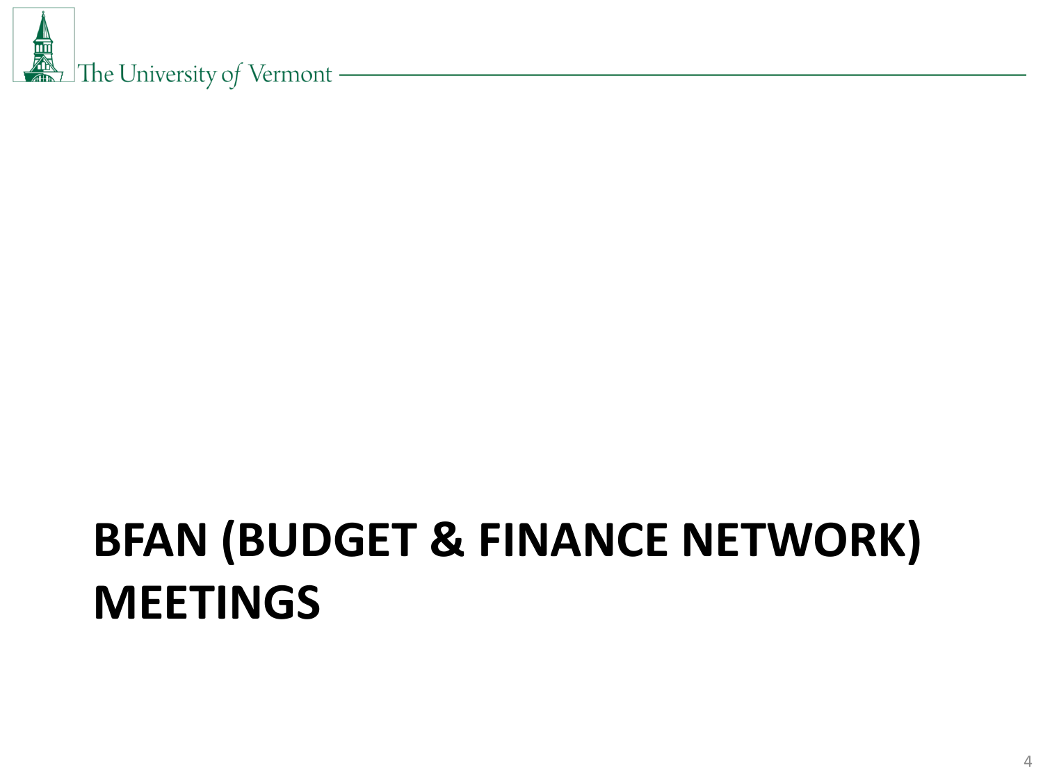# BFAN (BUDGET & FINANCE NETWORK) MEETINGS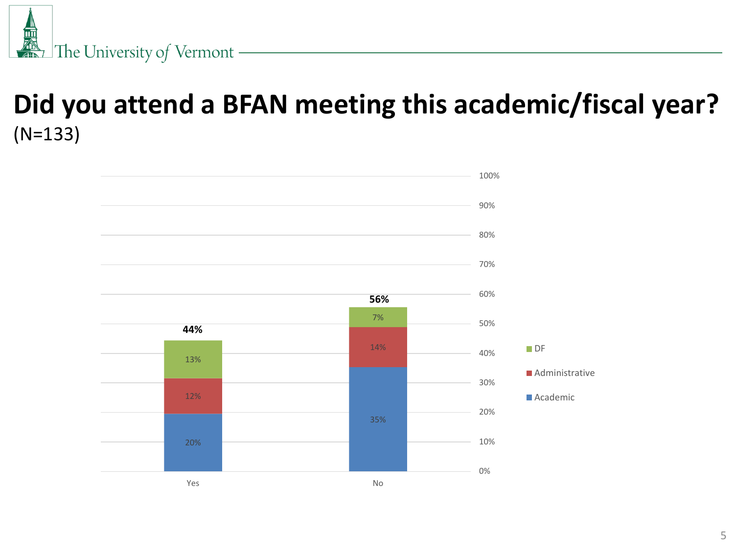# Did you attend a BFAN meeting this academic/fiscal year?

(N=133)

| | Academic | Administrative | DF | Total |
|---|---|---|---|---|
| Yes | 20% | 12% | 13% | 44% |
| No | 35% | 14% | 7% | 56% |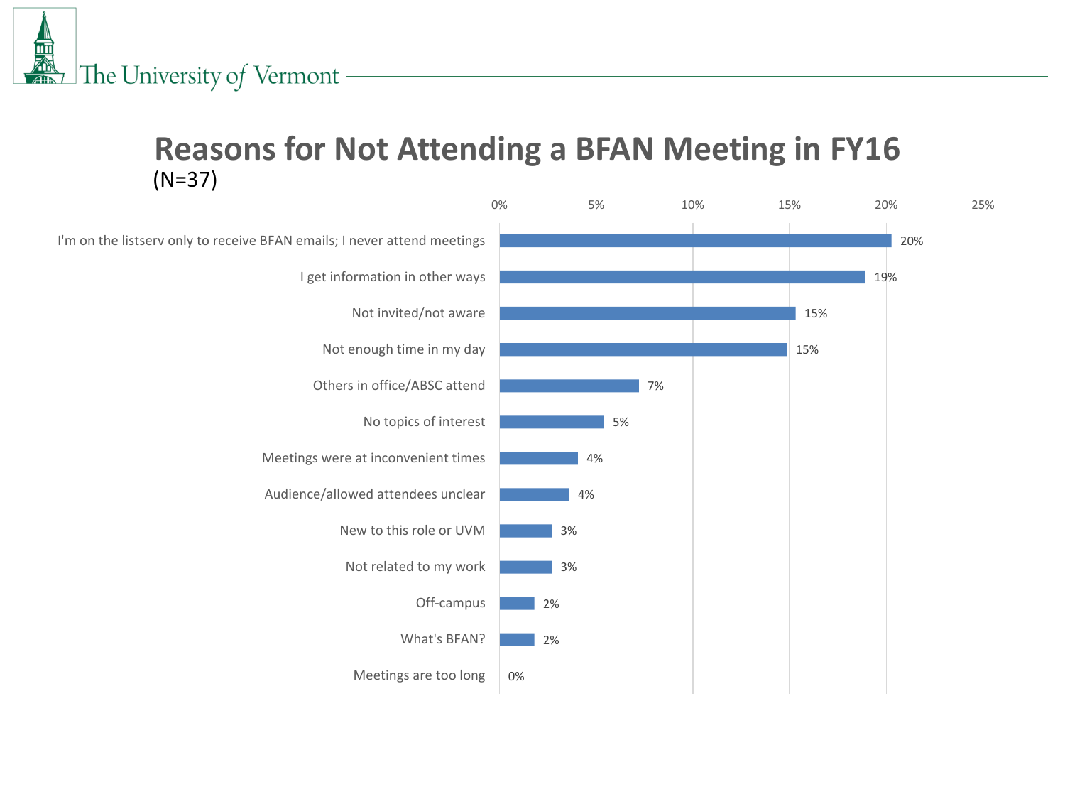# Reasons for Not Attending a BFAN Meeting in FY16

(N=37)

| Reason | Percentage |
| --- | --- |
| I'm on the listserv only to receive BFAN emails; I never attend meetings | 20% |
| I get information in other ways | 19% |
| Not invited/not aware | 15% |
| Not enough time in my day | 15% |
| Others in office/ABSC attend | 7% |
| No topics of interest | 5% |
| Meetings were at inconvenient times | 4% |
| Audience/allowed attendees unclear | 4% |
| New to this role or UVM | 3% |
| Not related to my work | 3% |
| Off-campus | 2% |
| What's BFAN? | 2% |
| Meetings are too long | 0% |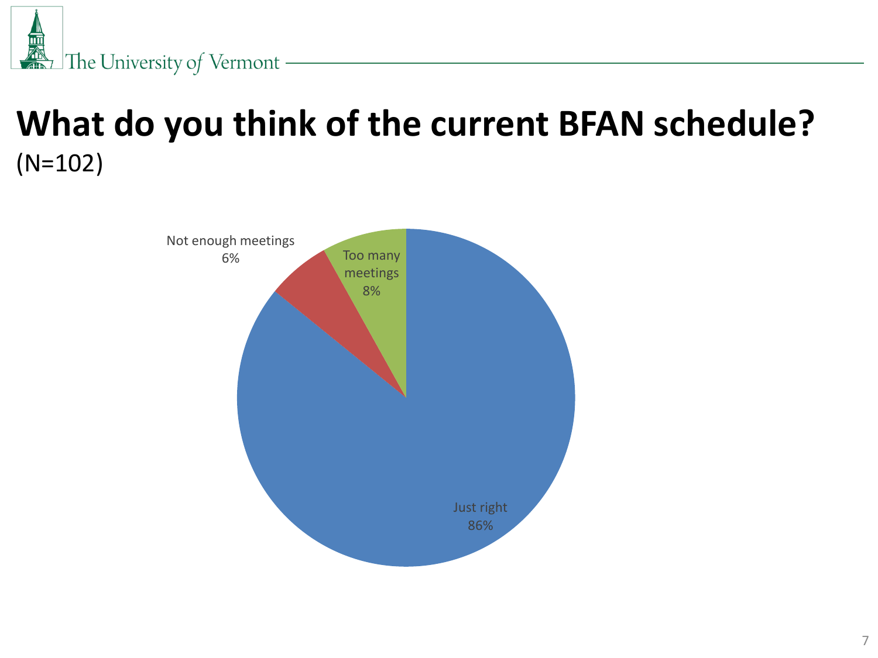# What do you think of the current BFAN schedule?

(N=102)

Not enough meetings
6%

Too many meetings
8%

Just right
86%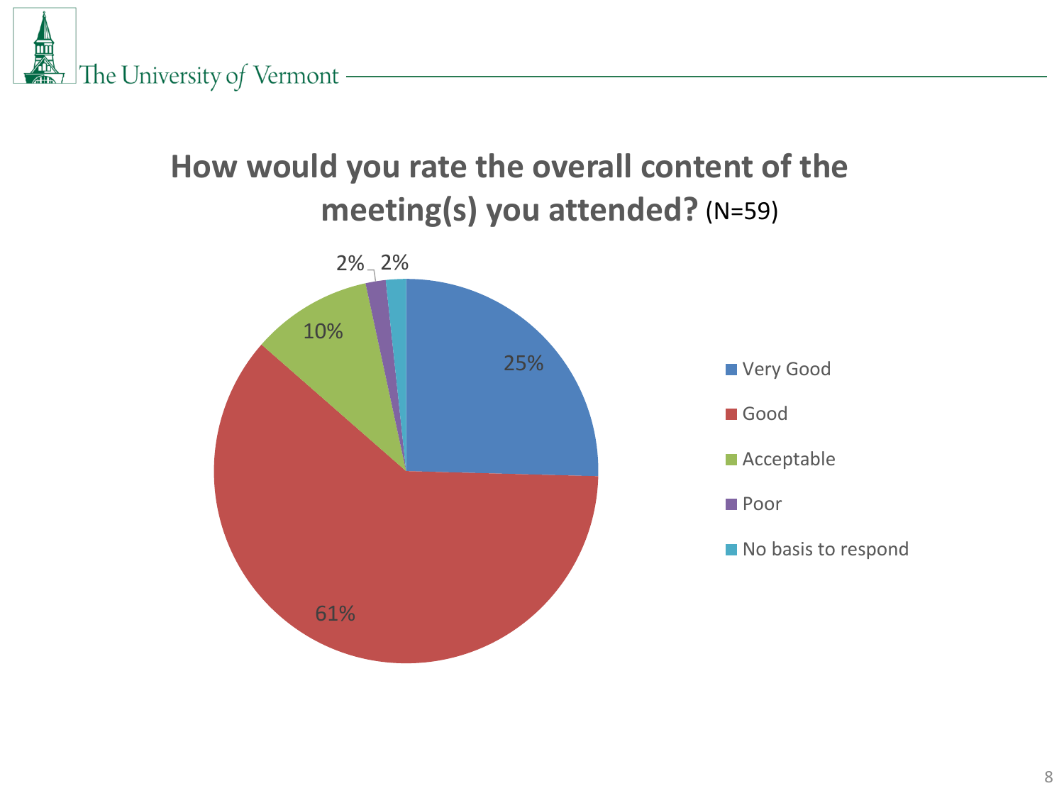## How would you rate the overall content of the meeting(s) you attended? (N=59)

| Response | Percentage |
|---|---|
| Very Good | 25% |
| Good | 61% |
| Acceptable | 10% |
| Poor | 2% |
| No basis to respond | 2% |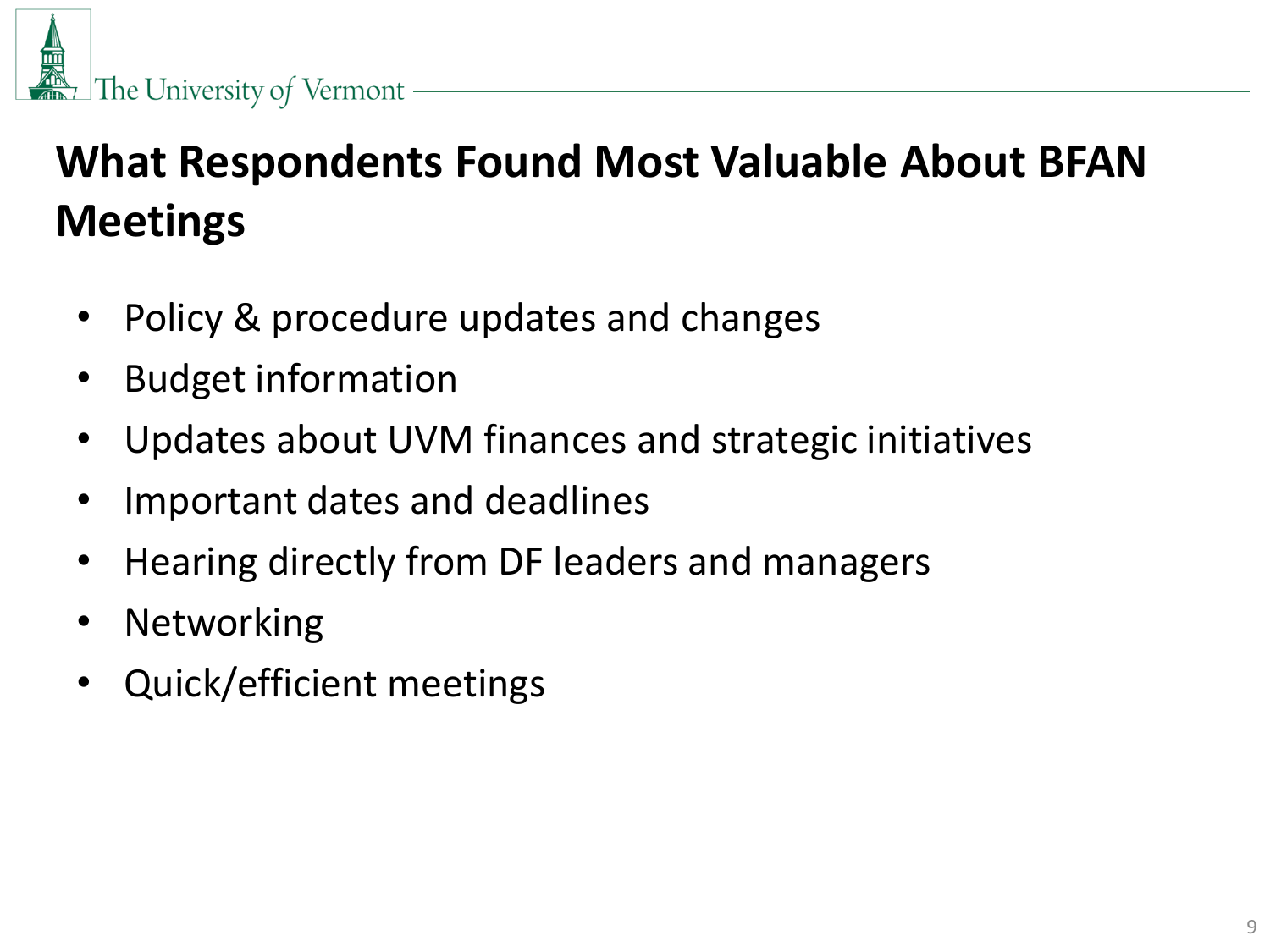# What Respondents Found Most Valuable About BFAN Meetings

- Policy & procedure updates and changes
- Budget information
- Updates about UVM finances and strategic initiatives
- Important dates and deadlines
- Hearing directly from DF leaders and managers
- Networking
- Quick/efficient meetings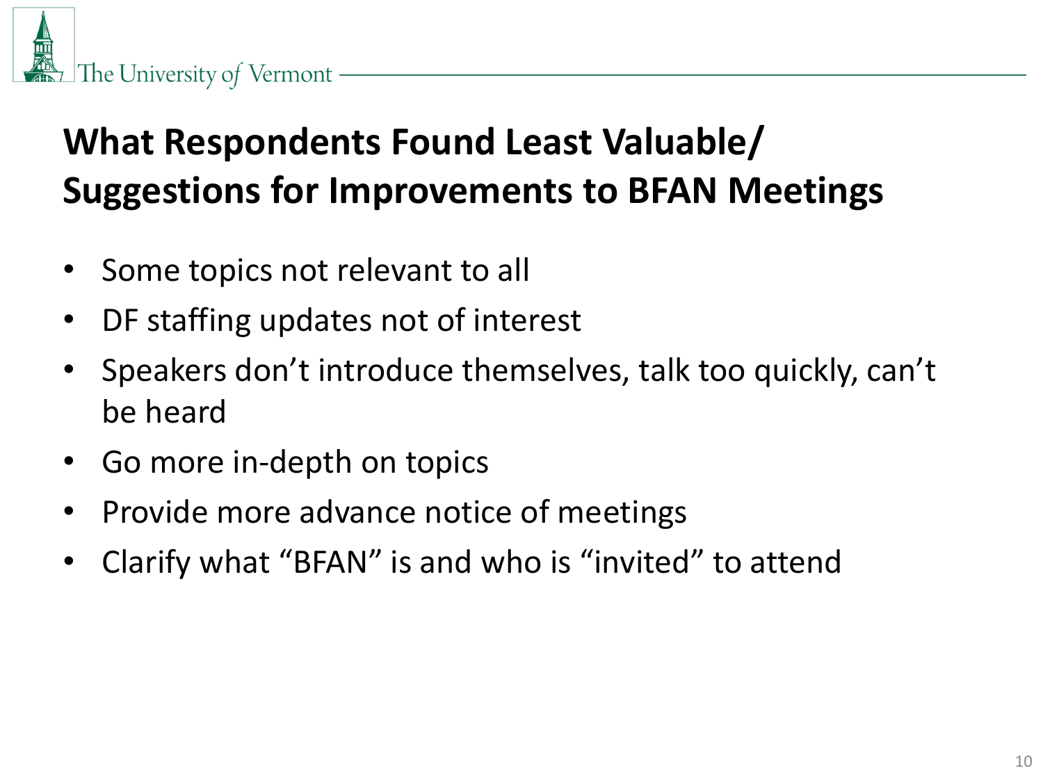# What Respondents Found Least Valuable/ Suggestions for Improvements to BFAN Meetings

- Some topics not relevant to all
- DF staffing updates not of interest
- Speakers don't introduce themselves, talk too quickly, can't be heard
- Go more in-depth on topics
- Provide more advance notice of meetings
- Clarify what "BFAN" is and who is "invited" to attend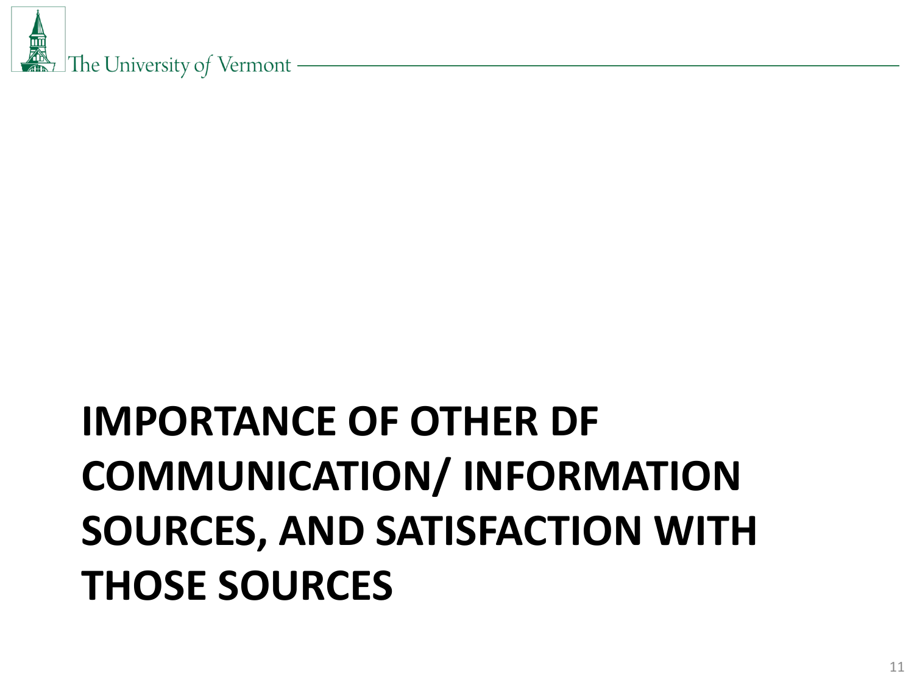# IMPORTANCE OF OTHER DF COMMUNICATION/ INFORMATION SOURCES, AND SATISFACTION WITH THOSE SOURCES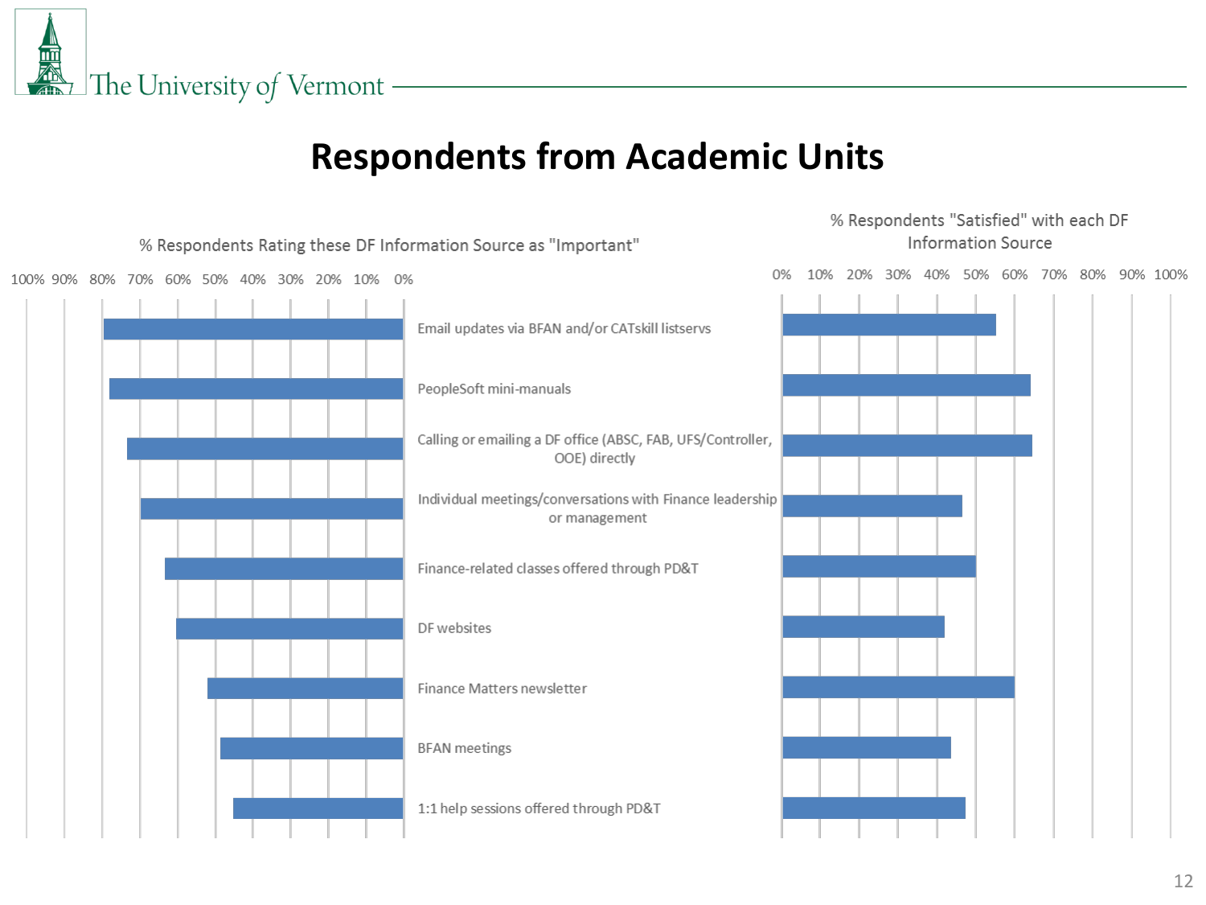# Respondents from Academic Units

| DF Information Source | % Respondents Rating these DF Information Source as "Important" | % Respondents "Satisfied" with each DF Information Source |
| --- | --- | --- |
| Email updates via BFAN and/or CATskill listservs | | |
| PeopleSoft mini-manuals | | |
| Calling or emailing a DF office (ABSC, FAB, UFS/Controller, OOE) directly | | |
| Individual meetings/conversations with Finance leadership or management | | |
| Finance-related classes offered through PD&T | | |
| DF websites | | |
| Finance Matters newsletter | | |
| BFAN meetings | | |
| 1:1 help sessions offered through PD&T | | |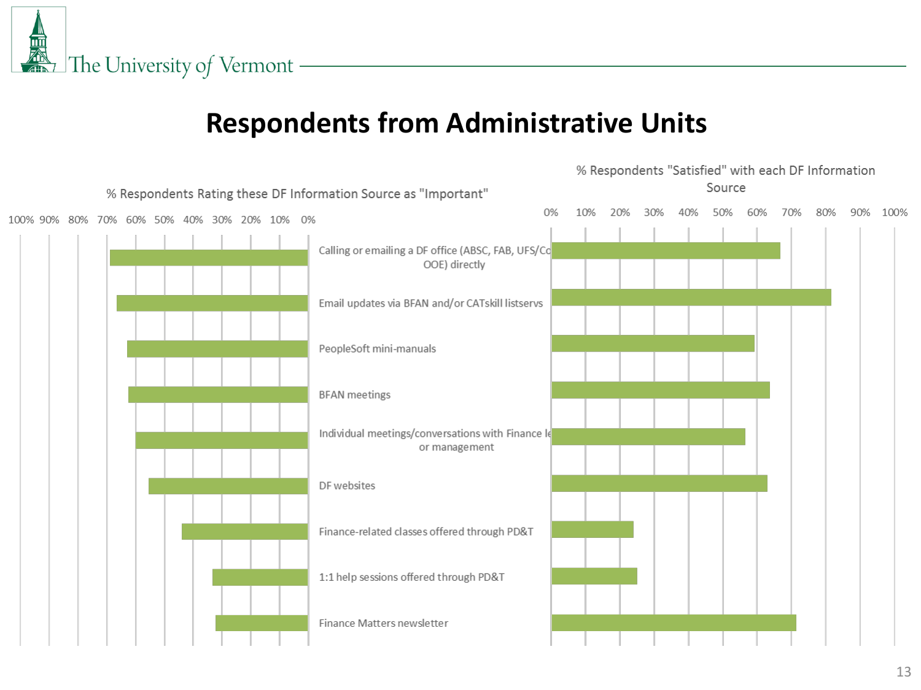# Respondents from Administrative Units

% Respondents Rating these DF Information Source as "Important"

% Respondents "Satisfied" with each DF Information Source

| DF Information Source | % Rating as "Important" (approx.) | % "Satisfied" (approx.) |
| --- | --- | --- |
| Calling or emailing a DF office (ABSC, FAB, UFS/Co OOE) directly | 69% | 67% |
| Email updates via BFAN and/or CATskill listservs | 66% | 82% |
| PeopleSoft mini-manuals | 63% | 59% |
| BFAN meetings | 62% | 64% |
| Individual meetings/conversations with Finance le or management | 60% | 57% |
| DF websites | 55% | 63% |
| Finance-related classes offered through PD&T | 44% | 24% |
| 1:1 help sessions offered through PD&T | 33% | 25% |
| Finance Matters newsletter | 32% | 72% |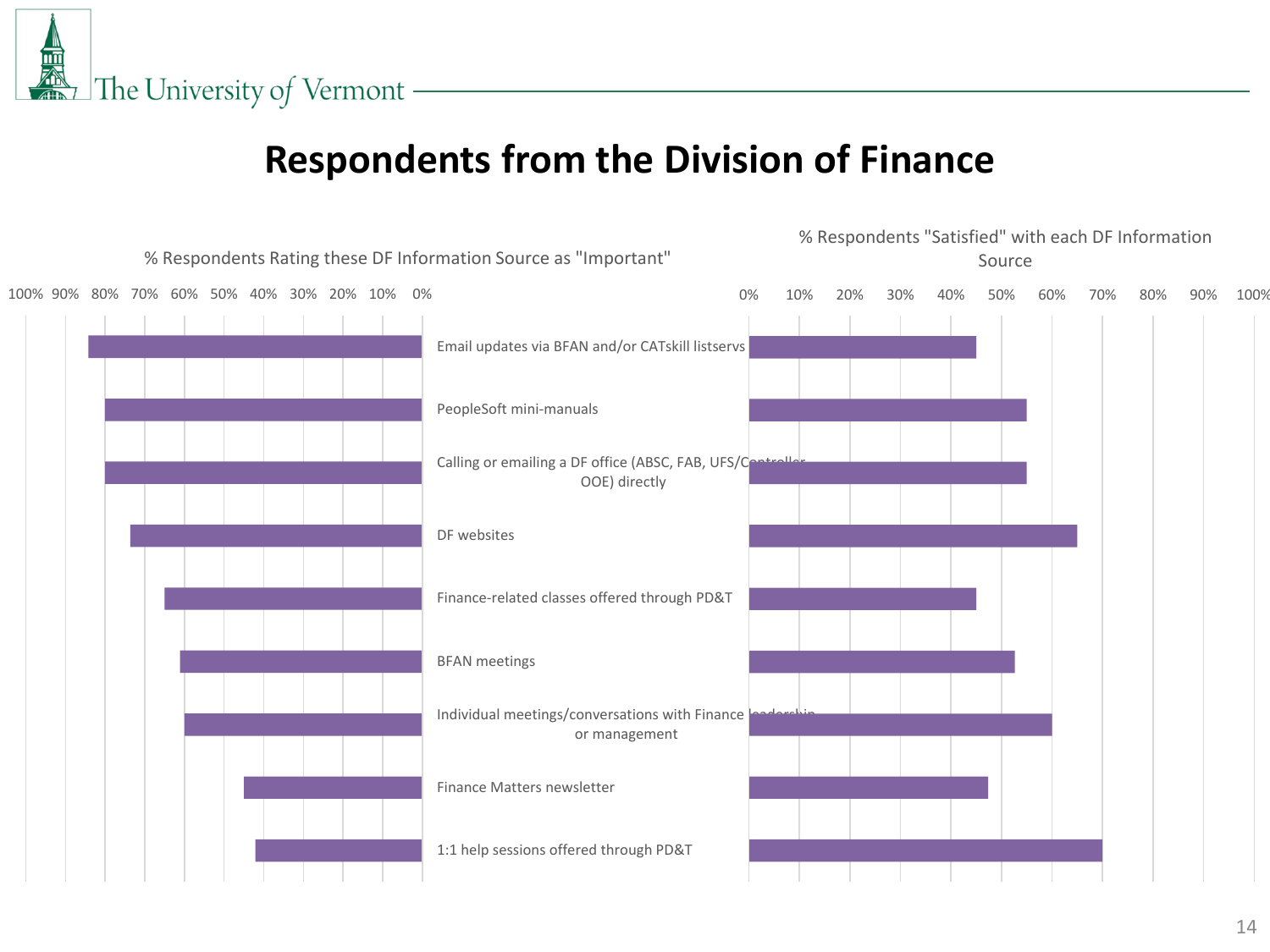# Respondents from the Division of Finance

% Respondents Rating these DF Information Source as "Important"

% Respondents "Satisfied" with each DF Information Source

- Email updates via BFAN and/or CATskill listservs
- PeopleSoft mini-manuals
- Calling or emailing a DF office (ABSC, FAB, UFS/Controller OOE) directly
- DF websites
- Finance-related classes offered through PD&T
- BFAN meetings
- Individual meetings/conversations with Finance leadership or management
- Finance Matters newsletter
- 1:1 help sessions offered through PD&T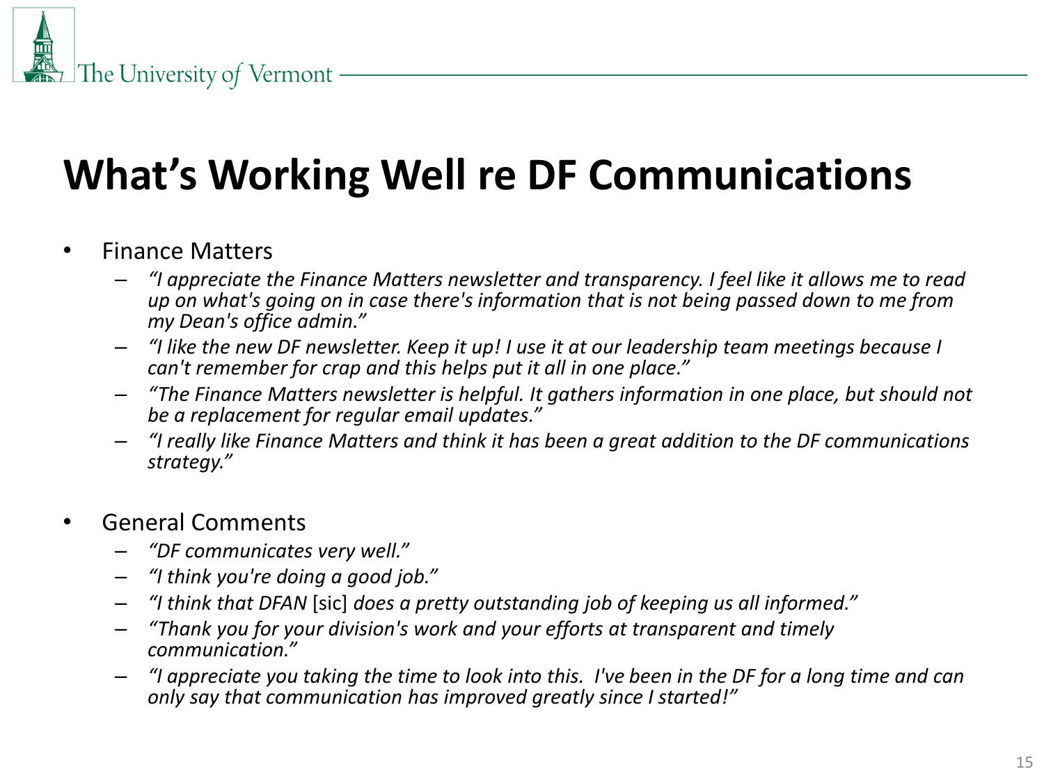# What's Working Well re DF Communications

- Finance Matters
  - *"I appreciate the Finance Matters newsletter and transparency. I feel like it allows me to read up on what's going on in case there's information that is not being passed down to me from my Dean's office admin."*
  - *"I like the new DF newsletter. Keep it up! I use it at our leadership team meetings because I can't remember for crap and this helps put it all in one place."*
  - *"The Finance Matters newsletter is helpful. It gathers information in one place, but should not be a replacement for regular email updates."*
  - *"I really like Finance Matters and think it has been a great addition to the DF communications strategy."*

- General Comments
  - *"DF communicates very well."*
  - *"I think you're doing a good job."*
  - *"I think that DFAN* [sic] *does a pretty outstanding job of keeping us all informed."*
  - *"Thank you for your division's work and your efforts at transparent and timely communication."*
  - *"I appreciate you taking the time to look into this. I've been in the DF for a long time and can only say that communication has improved greatly since I started!"*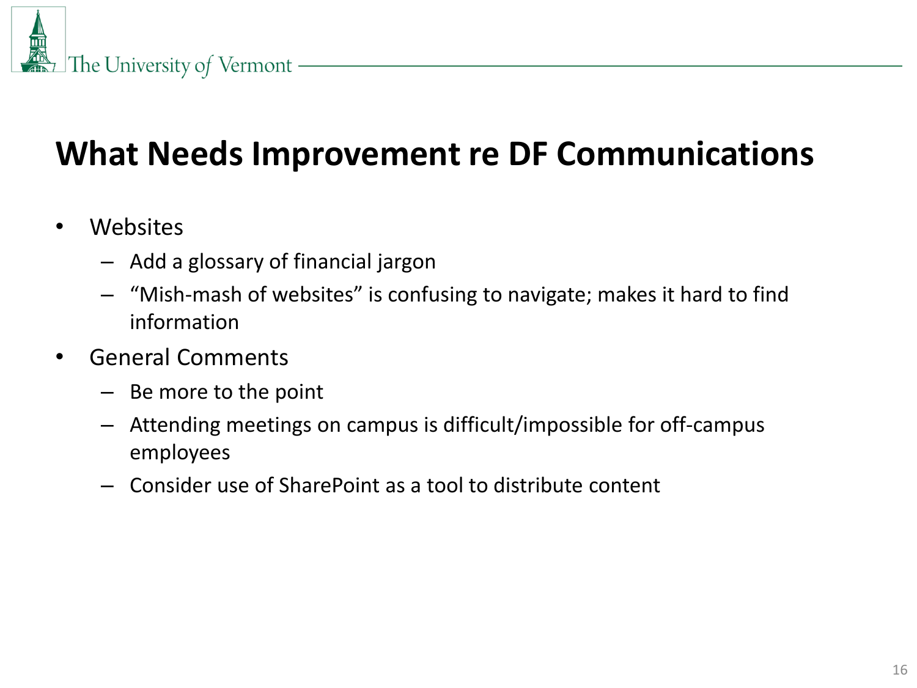# What Needs Improvement re DF Communications

- Websites
  - Add a glossary of financial jargon
  - "Mish-mash of websites" is confusing to navigate; makes it hard to find information
- General Comments
  - Be more to the point
  - Attending meetings on campus is difficult/impossible for off-campus employees
  - Consider use of SharePoint as a tool to distribute content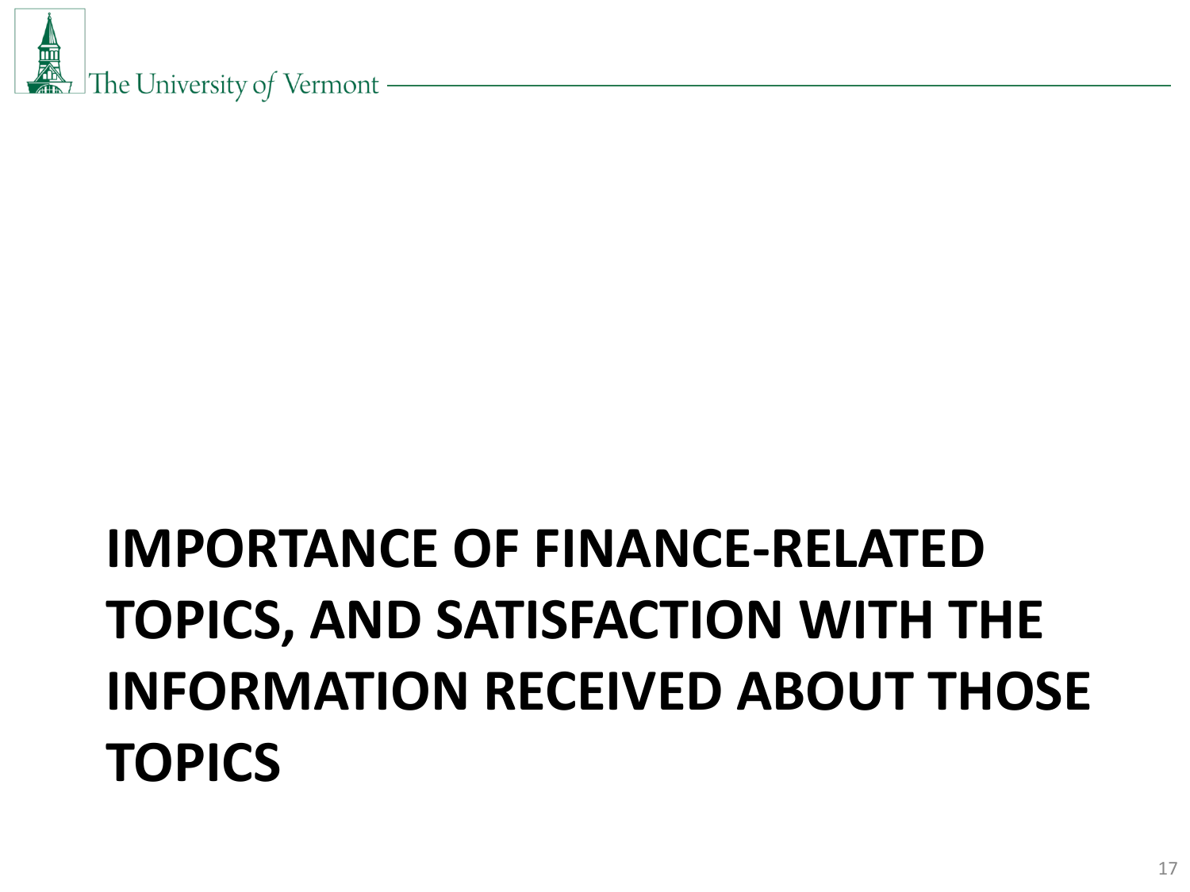# IMPORTANCE OF FINANCE-RELATED TOPICS, AND SATISFACTION WITH THE INFORMATION RECEIVED ABOUT THOSE TOPICS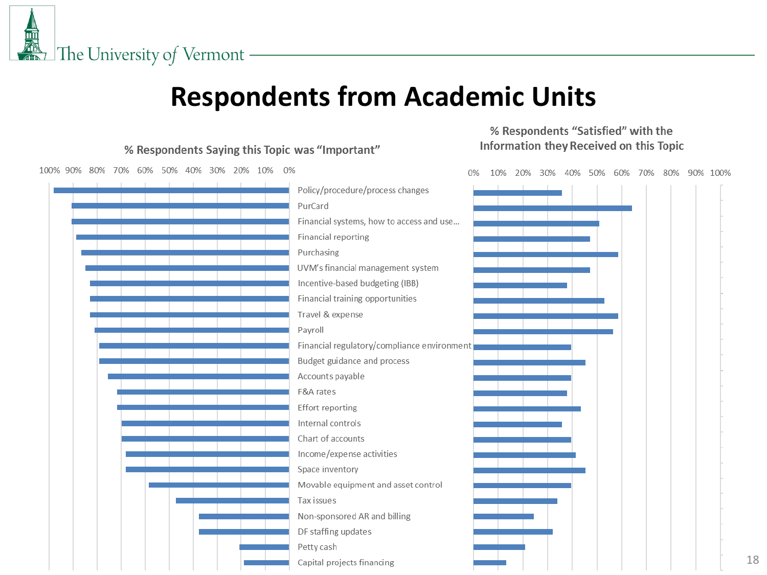# Respondents from Academic Units

**% Respondents Saying this Topic was "Important"** | **% Respondents "Satisfied" with the Information they Received on this Topic**

| Topic |
|---|
| Policy/procedure/process changes |
| PurCard |
| Financial systems, how to access and use… |
| Financial reporting |
| Purchasing |
| UVM's financial management system |
| Incentive-based budgeting (IBB) |
| Financial training opportunities |
| Travel & expense |
| Payroll |
| Financial regulatory/compliance environment |
| Budget guidance and process |
| Accounts payable |
| F&A rates |
| Effort reporting |
| Internal controls |
| Chart of accounts |
| Income/expense activities |
| Space inventory |
| Movable equipment and asset control |
| Tax issues |
| Non-sponsored AR and billing |
| DF staffing updates |
| Petty cash |
| Capital projects financing |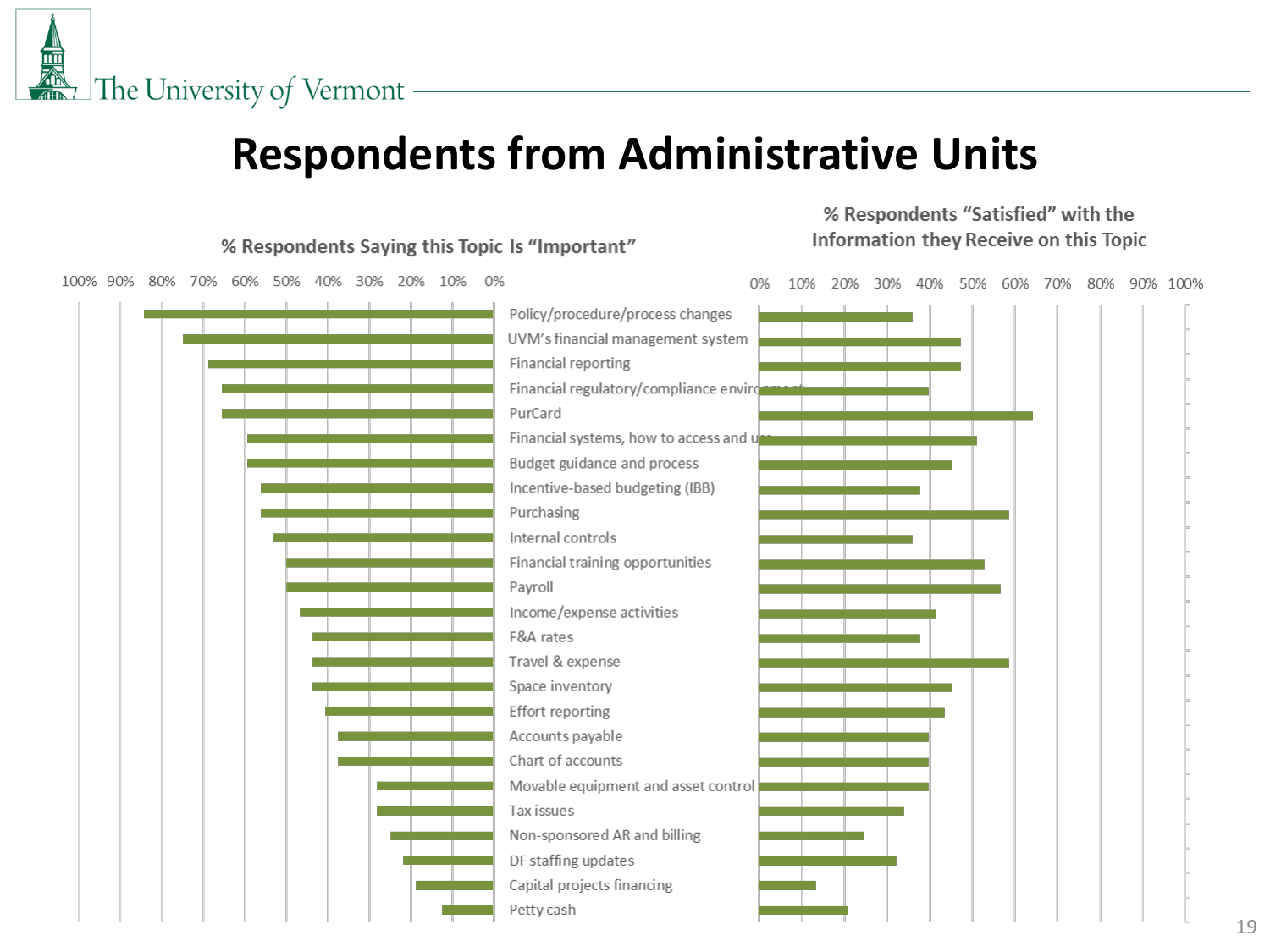# Respondents from Administrative Units

| Topic | % Respondents Saying this Topic Is "Important" | % Respondents "Satisfied" with the Information they Receive on this Topic |
|---|---|---|
| Policy/procedure/process changes | 84% | 36% |
| UVM's financial management system | 75% | 47% |
| Financial reporting | 69% | 47% |
| Financial regulatory/compliance environment | 66% | 40% |
| PurCard | 66% | 64% |
| Financial systems, how to access and use | 59% | 51% |
| Budget guidance and process | 59% | 45% |
| Incentive-based budgeting (IBB) | 56% | 38% |
| Purchasing | 56% | 59% |
| Internal controls | 53% | 36% |
| Financial training opportunities | 50% | 53% |
| Payroll | 50% | 57% |
| Income/expense activities | 47% | 42% |
| F&A rates | 44% | 38% |
| Travel & expense | 44% | 59% |
| Space inventory | 44% | 45% |
| Effort reporting | 41% | 44% |
| Accounts payable | 38% | 40% |
| Chart of accounts | 38% | 40% |
| Movable equipment and asset control | 28% | 40% |
| Tax issues | 28% | 34% |
| Non-sponsored AR and billing | 25% | 25% |
| DF staffing updates | 22% | 32% |
| Capital projects financing | 19% | 13% |
| Petty cash | 13% | 21% |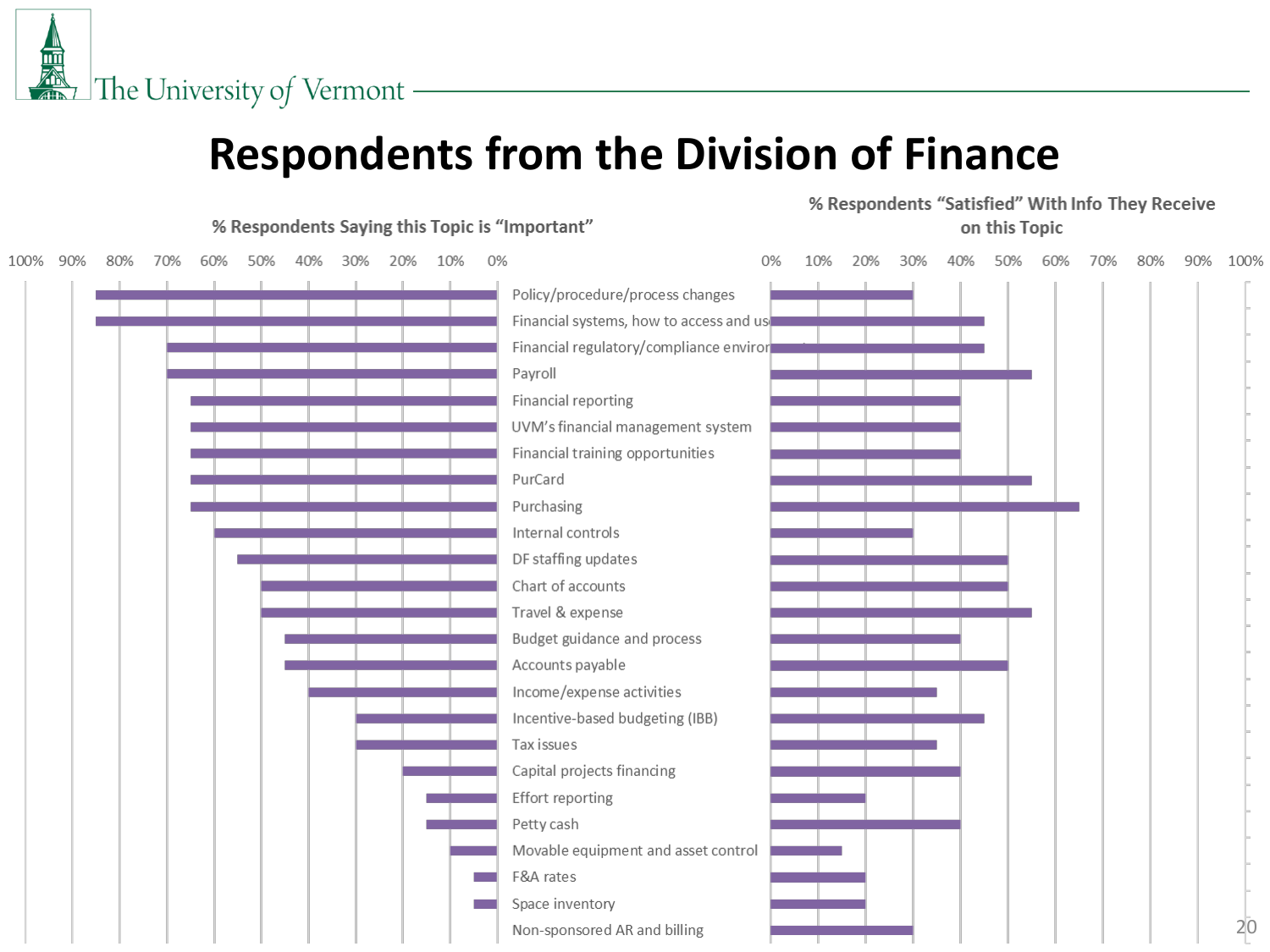# Respondents from the Division of Finance

| Topic | % Respondents Saying this Topic is "Important" | % Respondents "Satisfied" With Info They Receive on this Topic |
|---|---|---|
| Policy/procedure/process changes | 85% | 30% |
| Financial systems, how to access and us[e] | 85% | 45% |
| Financial regulatory/compliance enviro[nment] | 70% | 45% |
| Payroll | 70% | 55% |
| Financial reporting | 65% | 40% |
| UVM's financial management system | 65% | 40% |
| Financial training opportunities | 65% | 40% |
| PurCard | 65% | 55% |
| Purchasing | 65% | 65% |
| Internal controls | 60% | 30% |
| DF staffing updates | 55% | 50% |
| Chart of accounts | 50% | 50% |
| Travel & expense | 50% | 55% |
| Budget guidance and process | 45% | 40% |
| Accounts payable | 45% | 50% |
| Income/expense activities | 40% | 35% |
| Incentive-based budgeting (IBB) | 30% | 45% |
| Tax issues | 30% | 35% |
| Capital projects financing | 20% | 40% |
| Effort reporting | 15% | 20% |
| Petty cash | 15% | 40% |
| Movable equipment and asset control | 10% | 15% |
| F&A rates | 5% | 20% |
| Space inventory | 5% | 20% |
| Non-sponsored AR and billing | 0% | 30% |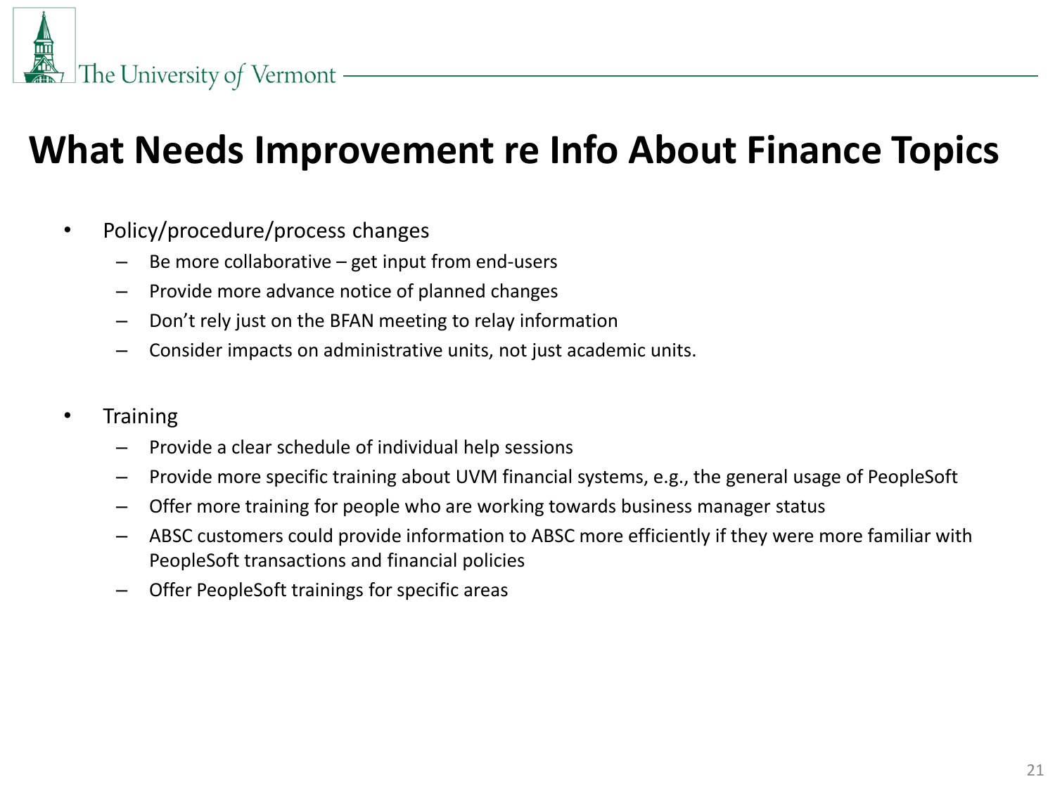# What Needs Improvement re Info About Finance Topics

- Policy/procedure/process changes
  - Be more collaborative – get input from end-users
  - Provide more advance notice of planned changes
  - Don't rely just on the BFAN meeting to relay information
  - Consider impacts on administrative units, not just academic units.

- Training
  - Provide a clear schedule of individual help sessions
  - Provide more specific training about UVM financial systems, e.g., the general usage of PeopleSoft
  - Offer more training for people who are working towards business manager status
  - ABSC customers could provide information to ABSC more efficiently if they were more familiar with PeopleSoft transactions and financial policies
  - Offer PeopleSoft trainings for specific areas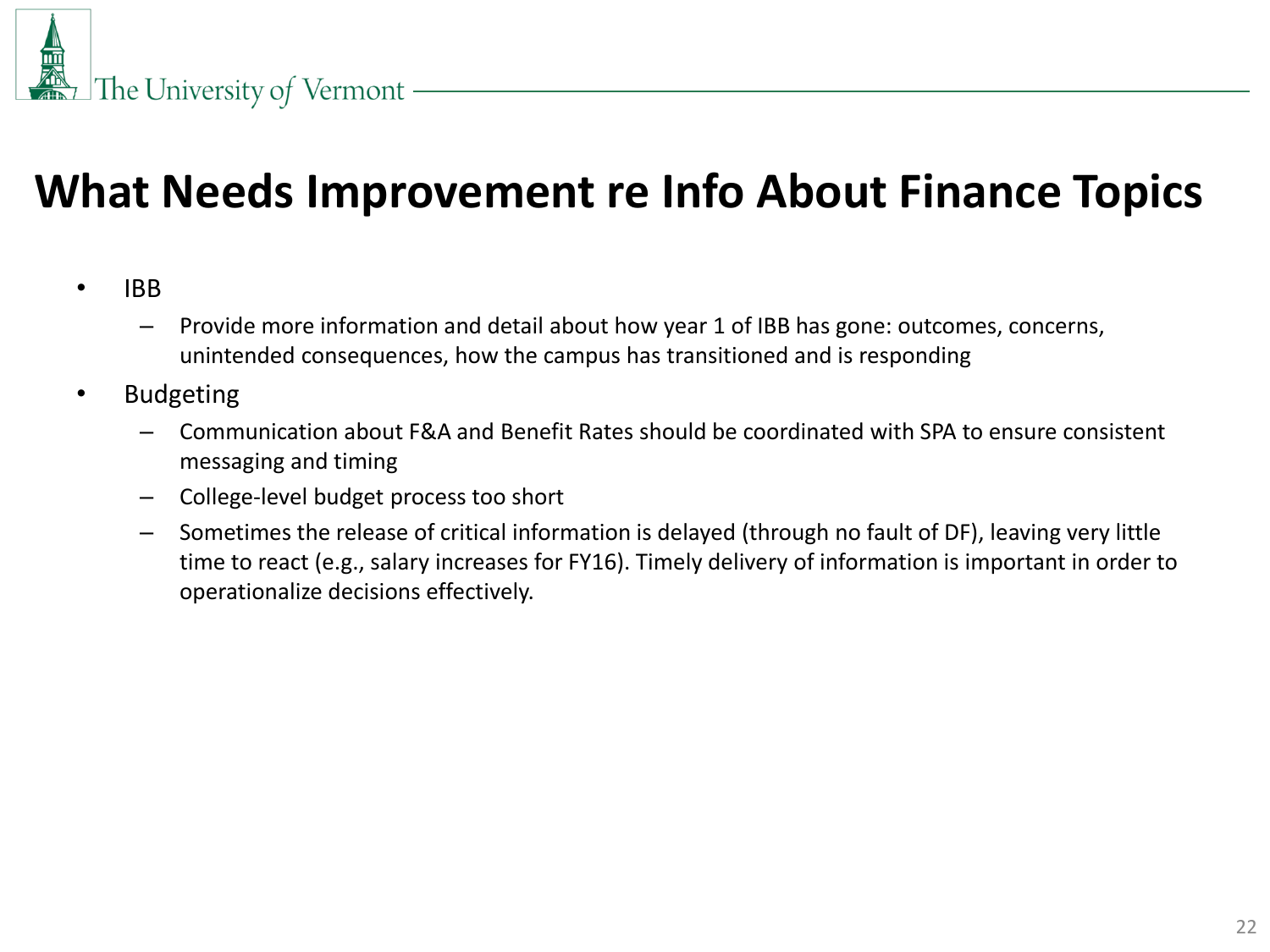# What Needs Improvement re Info About Finance Topics

- IBB
  - Provide more information and detail about how year 1 of IBB has gone: outcomes, concerns, unintended consequences, how the campus has transitioned and is responding
- Budgeting
  - Communication about F&A and Benefit Rates should be coordinated with SPA to ensure consistent messaging and timing
  - College-level budget process too short
  - Sometimes the release of critical information is delayed (through no fault of DF), leaving very little time to react (e.g., salary increases for FY16). Timely delivery of information is important in order to operationalize decisions effectively.